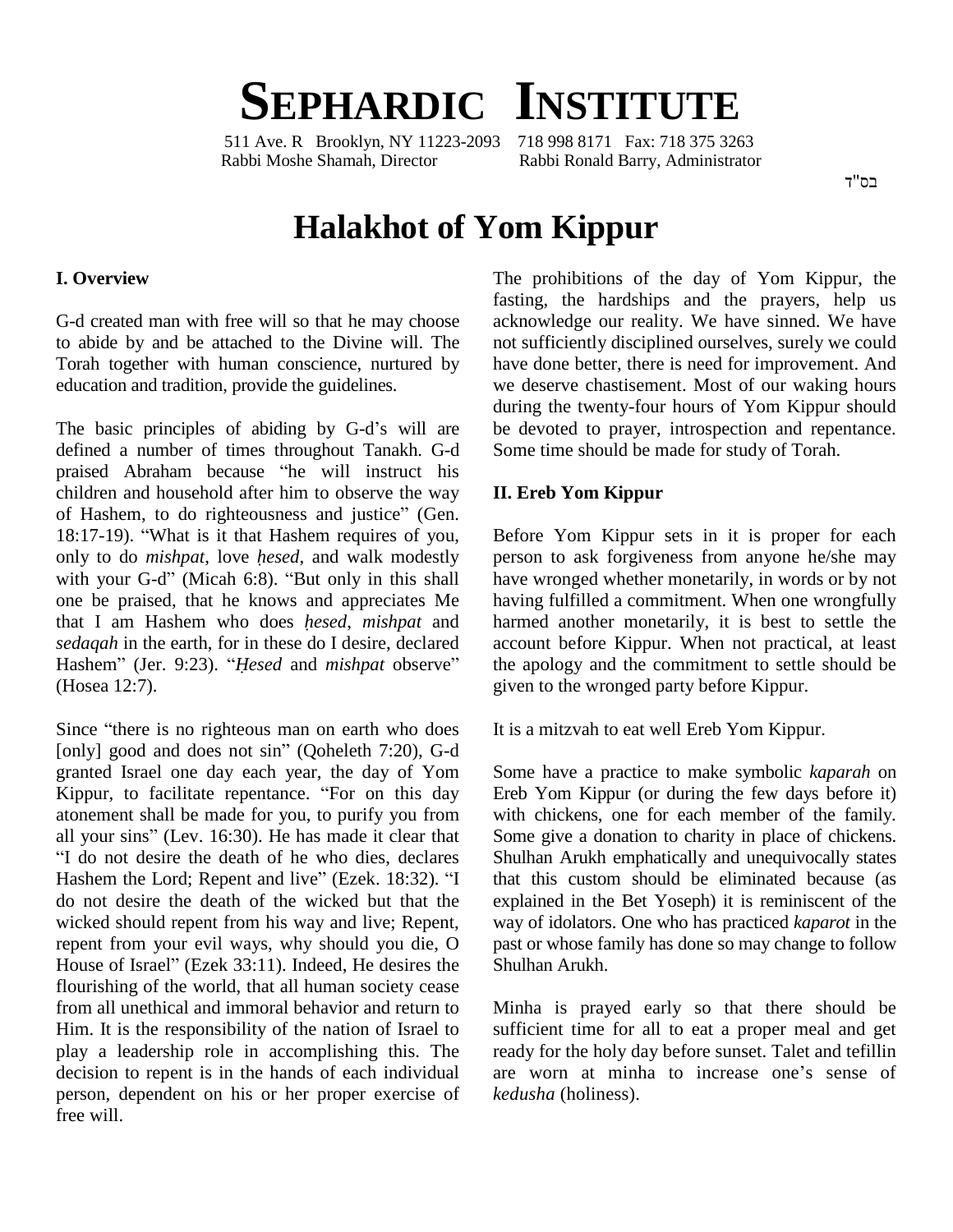# SEPHARDIC INSTITUTE

511 Ave. R Brooklyn, NY 11223-2093 718 998 8171 Fax: 718 375 3263
Rabbi Moshe Shamah, Director Rabbi Ronald Barry, Administrator

בס"ד

# Halakhot of Yom Kippur

## I. Overview

G-d created man with free will so that he may choose to abide by and be attached to the Divine will. The Torah together with human conscience, nurtured by education and tradition, provide the guidelines.

The basic principles of abiding by G-d's will are defined a number of times throughout Tanakh. G-d praised Abraham because "he will instruct his children and household after him to observe the way of Hashem, to do righteousness and justice" (Gen. 18:17-19). "What is it that Hashem requires of you, only to do *mishpat*, love *ḥesed*, and walk modestly with your G-d" (Micah 6:8). "But only in this shall one be praised, that he knows and appreciates Me that I am Hashem who does *ḥesed*, *mishpat* and *sedaqah* in the earth, for in these do I desire, declared Hashem" (Jer. 9:23). "*Ḥesed* and *mishpat* observe" (Hosea 12:7).

Since "there is no righteous man on earth who does [only] good and does not sin" (Qoheleth 7:20), G-d granted Israel one day each year, the day of Yom Kippur, to facilitate repentance. "For on this day atonement shall be made for you, to purify you from all your sins" (Lev. 16:30). He has made it clear that "I do not desire the death of he who dies, declares Hashem the Lord; Repent and live" (Ezek. 18:32). "I do not desire the death of the wicked but that the wicked should repent from his way and live; Repent, repent from your evil ways, why should you die, O House of Israel" (Ezek 33:11). Indeed, He desires the flourishing of the world, that all human society cease from all unethical and immoral behavior and return to Him. It is the responsibility of the nation of Israel to play a leadership role in accomplishing this. The decision to repent is in the hands of each individual person, dependent on his or her proper exercise of free will.

The prohibitions of the day of Yom Kippur, the fasting, the hardships and the prayers, help us acknowledge our reality. We have sinned. We have not sufficiently disciplined ourselves, surely we could have done better, there is need for improvement. And we deserve chastisement. Most of our waking hours during the twenty-four hours of Yom Kippur should be devoted to prayer, introspection and repentance. Some time should be made for study of Torah.

## II. Ereb Yom Kippur

Before Yom Kippur sets in it is proper for each person to ask forgiveness from anyone he/she may have wronged whether monetarily, in words or by not having fulfilled a commitment. When one wrongfully harmed another monetarily, it is best to settle the account before Kippur. When not practical, at least the apology and the commitment to settle should be given to the wronged party before Kippur.

It is a mitzvah to eat well Ereb Yom Kippur.

Some have a practice to make symbolic *kaparah* on Ereb Yom Kippur (or during the few days before it) with chickens, one for each member of the family. Some give a donation to charity in place of chickens. Shulhan Arukh emphatically and unequivocally states that this custom should be eliminated because (as explained in the Bet Yoseph) it is reminiscent of the way of idolators. One who has practiced *kaparot* in the past or whose family has done so may change to follow Shulhan Arukh.

Minha is prayed early so that there should be sufficient time for all to eat a proper meal and get ready for the holy day before sunset. Talet and tefillin are worn at minha to increase one's sense of *kedusha* (holiness).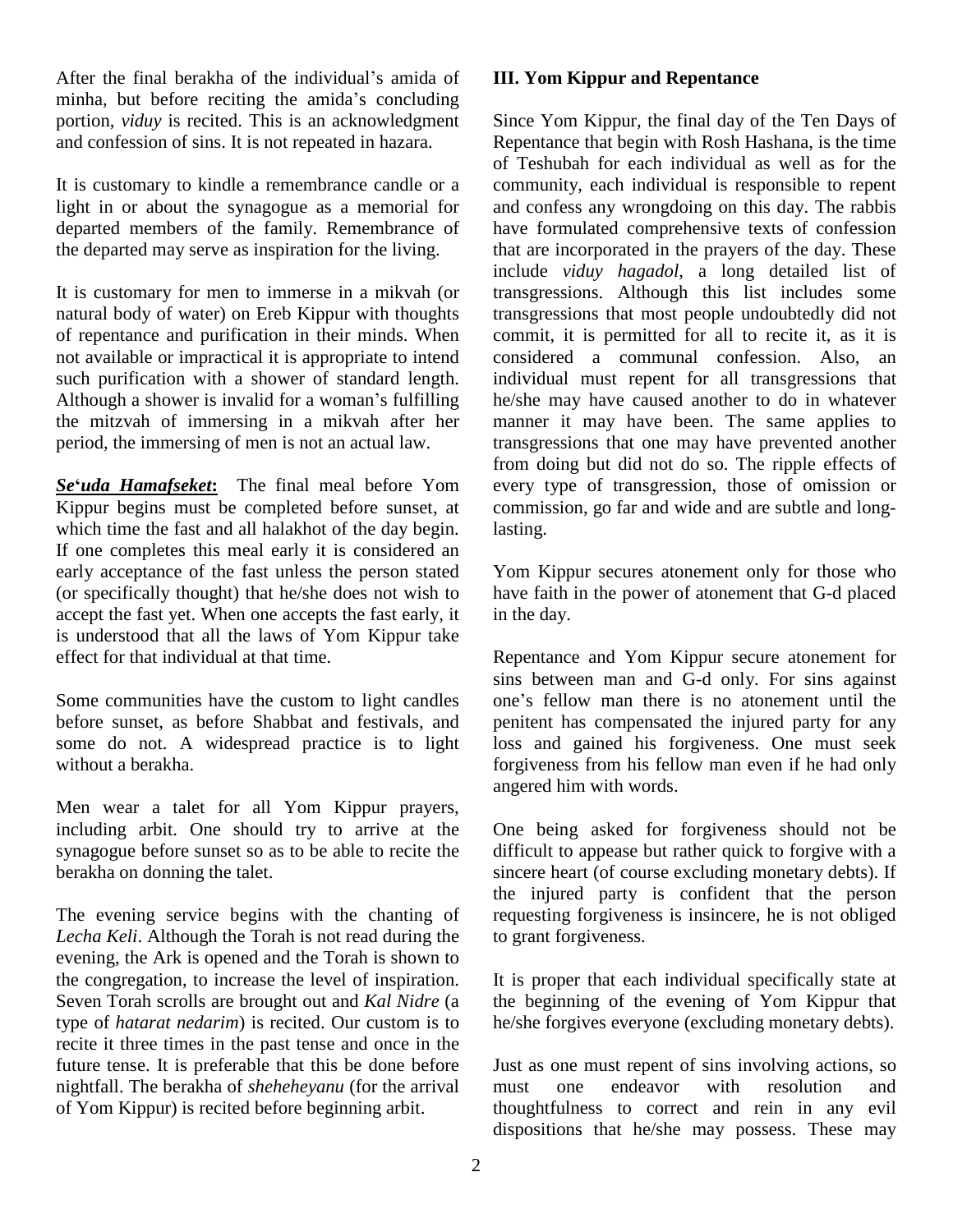After the final berakha of the individual's amida of minha, but before reciting the amida's concluding portion, *viduy* is recited. This is an acknowledgment and confession of sins. It is not repeated in hazara.

It is customary to kindle a remembrance candle or a light in or about the synagogue as a memorial for departed members of the family. Remembrance of the departed may serve as inspiration for the living.

It is customary for men to immerse in a mikvah (or natural body of water) on Ereb Kippur with thoughts of repentance and purification in their minds. When not available or impractical it is appropriate to intend such purification with a shower of standard length. Although a shower is invalid for a woman's fulfilling the mitzvah of immersing in a mikvah after her period, the immersing of men is not an actual law.

***Se'uda Hamafseket*:** The final meal before Yom Kippur begins must be completed before sunset, at which time the fast and all halakhot of the day begin. If one completes this meal early it is considered an early acceptance of the fast unless the person stated (or specifically thought) that he/she does not wish to accept the fast yet. When one accepts the fast early, it is understood that all the laws of Yom Kippur take effect for that individual at that time.

Some communities have the custom to light candles before sunset, as before Shabbat and festivals, and some do not. A widespread practice is to light without a berakha.

Men wear a talet for all Yom Kippur prayers, including arbit. One should try to arrive at the synagogue before sunset so as to be able to recite the berakha on donning the talet.

The evening service begins with the chanting of *Lecha Keli*. Although the Torah is not read during the evening, the Ark is opened and the Torah is shown to the congregation, to increase the level of inspiration. Seven Torah scrolls are brought out and *Kal Nidre* (a type of *hatarat nedarim*) is recited. Our custom is to recite it three times in the past tense and once in the future tense. It is preferable that this be done before nightfall. The berakha of *sheheheyanu* (for the arrival of Yom Kippur) is recited before beginning arbit.

### III. Yom Kippur and Repentance

Since Yom Kippur, the final day of the Ten Days of Repentance that begin with Rosh Hashana, is the time of Teshubah for each individual as well as for the community, each individual is responsible to repent and confess any wrongdoing on this day. The rabbis have formulated comprehensive texts of confession that are incorporated in the prayers of the day. These include *viduy hagadol*, a long detailed list of transgressions. Although this list includes some transgressions that most people undoubtedly did not commit, it is permitted for all to recite it, as it is considered a communal confession. Also, an individual must repent for all transgressions that he/she may have caused another to do in whatever manner it may have been. The same applies to transgressions that one may have prevented another from doing but did not do so. The ripple effects of every type of transgression, those of omission or commission, go far and wide and are subtle and long-lasting.

Yom Kippur secures atonement only for those who have faith in the power of atonement that G-d placed in the day.

Repentance and Yom Kippur secure atonement for sins between man and G-d only. For sins against one's fellow man there is no atonement until the penitent has compensated the injured party for any loss and gained his forgiveness. One must seek forgiveness from his fellow man even if he had only angered him with words.

One being asked for forgiveness should not be difficult to appease but rather quick to forgive with a sincere heart (of course excluding monetary debts). If the injured party is confident that the person requesting forgiveness is insincere, he is not obliged to grant forgiveness.

It is proper that each individual specifically state at the beginning of the evening of Yom Kippur that he/she forgives everyone (excluding monetary debts).

Just as one must repent of sins involving actions, so must one endeavor with resolution and thoughtfulness to correct and rein in any evil dispositions that he/she may possess. These may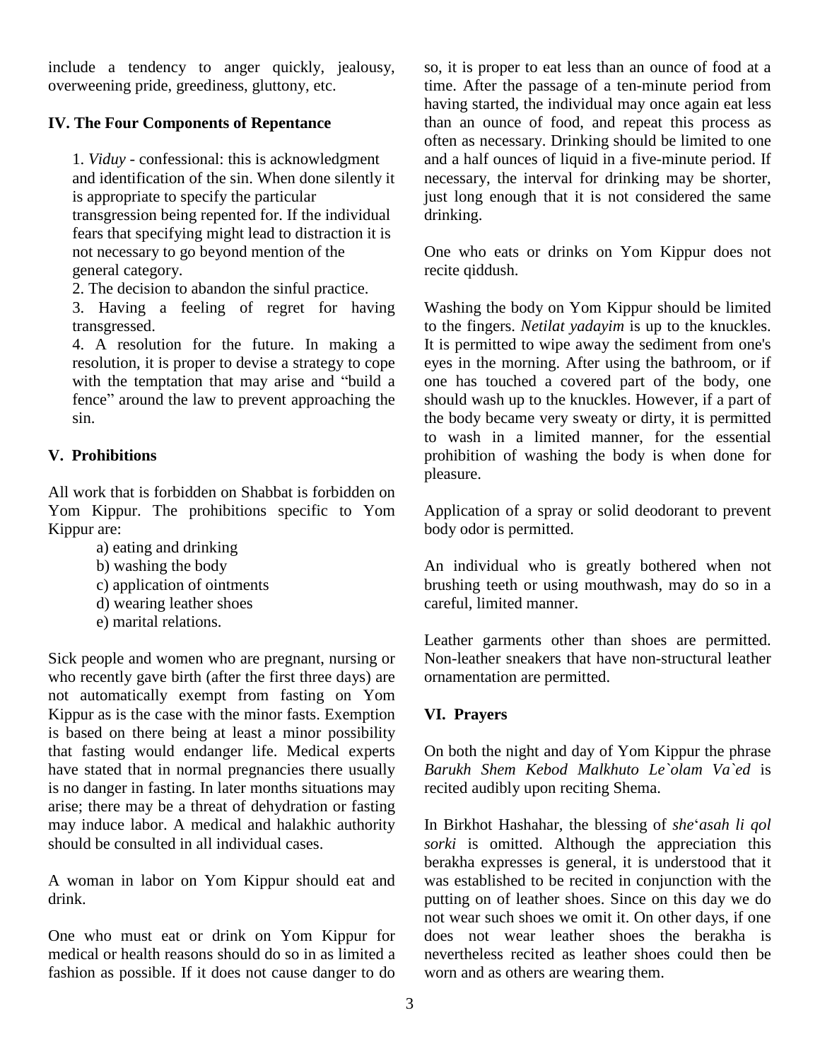include a tendency to anger quickly, jealousy, overweening pride, greediness, gluttony, etc.

### IV. The Four Components of Repentance

1. *Viduy* - confessional: this is acknowledgment and identification of the sin. When done silently it is appropriate to specify the particular transgression being repented for. If the individual fears that specifying might lead to distraction it is not necessary to go beyond mention of the general category.
2. The decision to abandon the sinful practice.
3. Having a feeling of regret for having transgressed.
4. A resolution for the future. In making a resolution, it is proper to devise a strategy to cope with the temptation that may arise and "build a fence" around the law to prevent approaching the sin.

### V. Prohibitions

All work that is forbidden on Shabbat is forbidden on Yom Kippur. The prohibitions specific to Yom Kippur are:

a) eating and drinking
b) washing the body
c) application of ointments
d) wearing leather shoes
e) marital relations.

Sick people and women who are pregnant, nursing or who recently gave birth (after the first three days) are not automatically exempt from fasting on Yom Kippur as is the case with the minor fasts. Exemption is based on there being at least a minor possibility that fasting would endanger life. Medical experts have stated that in normal pregnancies there usually is no danger in fasting. In later months situations may arise; there may be a threat of dehydration or fasting may induce labor. A medical and halakhic authority should be consulted in all individual cases.

A woman in labor on Yom Kippur should eat and drink.

One who must eat or drink on Yom Kippur for medical or health reasons should do so in as limited a fashion as possible. If it does not cause danger to do so, it is proper to eat less than an ounce of food at a time. After the passage of a ten-minute period from having started, the individual may once again eat less than an ounce of food, and repeat this process as often as necessary. Drinking should be limited to one and a half ounces of liquid in a five-minute period. If necessary, the interval for drinking may be shorter, just long enough that it is not considered the same drinking.

One who eats or drinks on Yom Kippur does not recite qiddush.

Washing the body on Yom Kippur should be limited to the fingers. *Netilat yadayim* is up to the knuckles. It is permitted to wipe away the sediment from one's eyes in the morning. After using the bathroom, or if one has touched a covered part of the body, one should wash up to the knuckles. However, if a part of the body became very sweaty or dirty, it is permitted to wash in a limited manner, for the essential prohibition of washing the body is when done for pleasure.

Application of a spray or solid deodorant to prevent body odor is permitted.

An individual who is greatly bothered when not brushing teeth or using mouthwash, may do so in a careful, limited manner.

Leather garments other than shoes are permitted. Non-leather sneakers that have non-structural leather ornamentation are permitted.

### VI. Prayers

On both the night and day of Yom Kippur the phrase *Barukh Shem Kebod Malkhuto Le`olam Va`ed* is recited audibly upon reciting Shema.

In Birkhot Hashahar, the blessing of *she*'*asah li qol sorki* is omitted. Although the appreciation this berakha expresses is general, it is understood that it was established to be recited in conjunction with the putting on of leather shoes. Since on this day we do not wear such shoes we omit it. On other days, if one does not wear leather shoes the berakha is nevertheless recited as leather shoes could then be worn and as others are wearing them.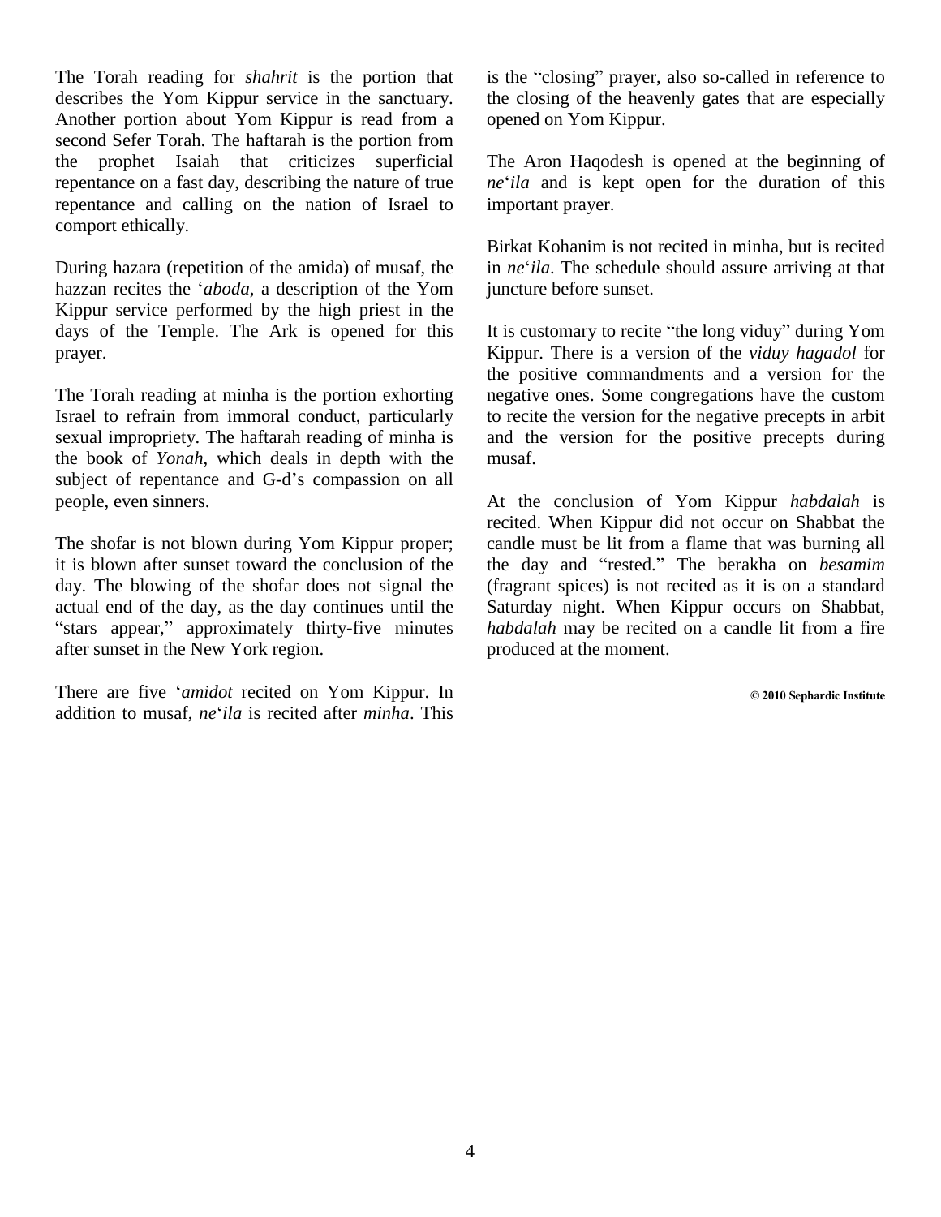The Torah reading for *shahrit* is the portion that describes the Yom Kippur service in the sanctuary. Another portion about Yom Kippur is read from a second Sefer Torah. The haftarah is the portion from the prophet Isaiah that criticizes superficial repentance on a fast day, describing the nature of true repentance and calling on the nation of Israel to comport ethically.

During hazara (repetition of the amida) of musaf, the hazzan recites the '*aboda*, a description of the Yom Kippur service performed by the high priest in the days of the Temple. The Ark is opened for this prayer.

The Torah reading at minha is the portion exhorting Israel to refrain from immoral conduct, particularly sexual impropriety. The haftarah reading of minha is the book of *Yonah*, which deals in depth with the subject of repentance and G-d's compassion on all people, even sinners.

The shofar is not blown during Yom Kippur proper; it is blown after sunset toward the conclusion of the day. The blowing of the shofar does not signal the actual end of the day, as the day continues until the "stars appear," approximately thirty-five minutes after sunset in the New York region.

There are five '*amidot* recited on Yom Kippur. In addition to musaf, *ne*'*ila* is recited after *minha*. This is the "closing" prayer, also so-called in reference to the closing of the heavenly gates that are especially opened on Yom Kippur.

The Aron Haqodesh is opened at the beginning of *ne*'*ila* and is kept open for the duration of this important prayer.

Birkat Kohanim is not recited in minha, but is recited in *ne*'*ila*. The schedule should assure arriving at that juncture before sunset.

It is customary to recite "the long viduy" during Yom Kippur. There is a version of the *viduy hagadol* for the positive commandments and a version for the negative ones. Some congregations have the custom to recite the version for the negative precepts in arbit and the version for the positive precepts during musaf.

At the conclusion of Yom Kippur *habdalah* is recited. When Kippur did not occur on Shabbat the candle must be lit from a flame that was burning all the day and "rested." The berakha on *besamim* (fragrant spices) is not recited as it is on a standard Saturday night. When Kippur occurs on Shabbat, *habdalah* may be recited on a candle lit from a fire produced at the moment.

**© 2010 Sephardic Institute**